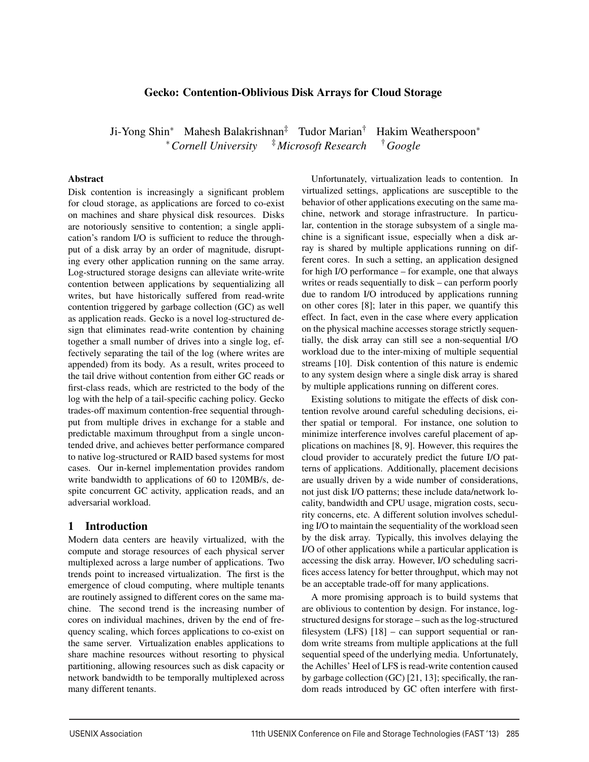# Gecko: Contention-Oblivious Disk Arrays for Cloud Storage

Ji-Yong Shin[*] Mahesh Balakrishnan[‡] Tudor Marian[†] Hakim Weatherspoon[*]

[*]*Cornell University* [‡]*Microsoft Research* [†]*Google*

### Abstract

Disk contention is increasingly a significant problem for cloud storage, as applications are forced to co-exist on machines and share physical disk resources. Disks are notoriously sensitive to contention; a single application's random I/O is sufficient to reduce the throughput of a disk array by an order of magnitude, disrupting every other application running on the same array. Log-structured storage designs can alleviate write-write contention between applications by sequentializing all writes, but have historically suffered from read-write contention triggered by garbage collection (GC) as well as application reads. Gecko is a novel log-structured design that eliminates read-write contention by chaining together a small number of drives into a single log, effectively separating the tail of the log (where writes are appended) from its body. As a result, writes proceed to the tail drive without contention from either GC reads or first-class reads, which are restricted to the body of the log with the help of a tail-specific caching policy. Gecko trades-off maximum contention-free sequential throughput from multiple drives in exchange for a stable and predictable maximum throughput from a single uncontended drive, and achieves better performance compared to native log-structured or RAID based systems for most cases. Our in-kernel implementation provides random write bandwidth to applications of 60 to 120MB/s, despite concurrent GC activity, application reads, and an adversarial workload.

## 1 Introduction

Modern data centers are heavily virtualized, with the compute and storage resources of each physical server multiplexed across a large number of applications. Two trends point to increased virtualization. The first is the emergence of cloud computing, where multiple tenants are routinely assigned to different cores on the same machine. The second trend is the increasing number of cores on individual machines, driven by the end of frequency scaling, which forces applications to co-exist on the same server. Virtualization enables applications to share machine resources without resorting to physical partitioning, allowing resources such as disk capacity or network bandwidth to be temporally multiplexed across many different tenants.

Unfortunately, virtualization leads to contention. In virtualized settings, applications are susceptible to the behavior of other applications executing on the same machine, network and storage infrastructure. In particular, contention in the storage subsystem of a single machine is a significant issue, especially when a disk array is shared by multiple applications running on different cores. In such a setting, an application designed for high I/O performance – for example, one that always writes or reads sequentially to disk – can perform poorly due to random I/O introduced by applications running on other cores [8]; later in this paper, we quantify this effect. In fact, even in the case where every application on the physical machine accesses storage strictly sequentially, the disk array can still see a non-sequential I/O workload due to the inter-mixing of multiple sequential streams [10]. Disk contention of this nature is endemic to any system design where a single disk array is shared by multiple applications running on different cores.

Existing solutions to mitigate the effects of disk contention revolve around careful scheduling decisions, either spatial or temporal. For instance, one solution to minimize interference involves careful placement of applications on machines [8, 9]. However, this requires the cloud provider to accurately predict the future I/O patterns of applications. Additionally, placement decisions are usually driven by a wide number of considerations, not just disk I/O patterns; these include data/network locality, bandwidth and CPU usage, migration costs, security concerns, etc. A different solution involves scheduling I/O to maintain the sequentiality of the workload seen by the disk array. Typically, this involves delaying the I/O of other applications while a particular application is accessing the disk array. However, I/O scheduling sacrifices access latency for better throughput, which may not be an acceptable trade-off for many applications.

A more promising approach is to build systems that are oblivious to contention by design. For instance, log-structured designs for storage – such as the log-structured filesystem (LFS) [18] – can support sequential or random write streams from multiple applications at the full sequential speed of the underlying media. Unfortunately, the Achilles' Heel of LFS is read-write contention caused by garbage collection (GC) [21, 13]; specifically, the random reads introduced by GC often interfere with first-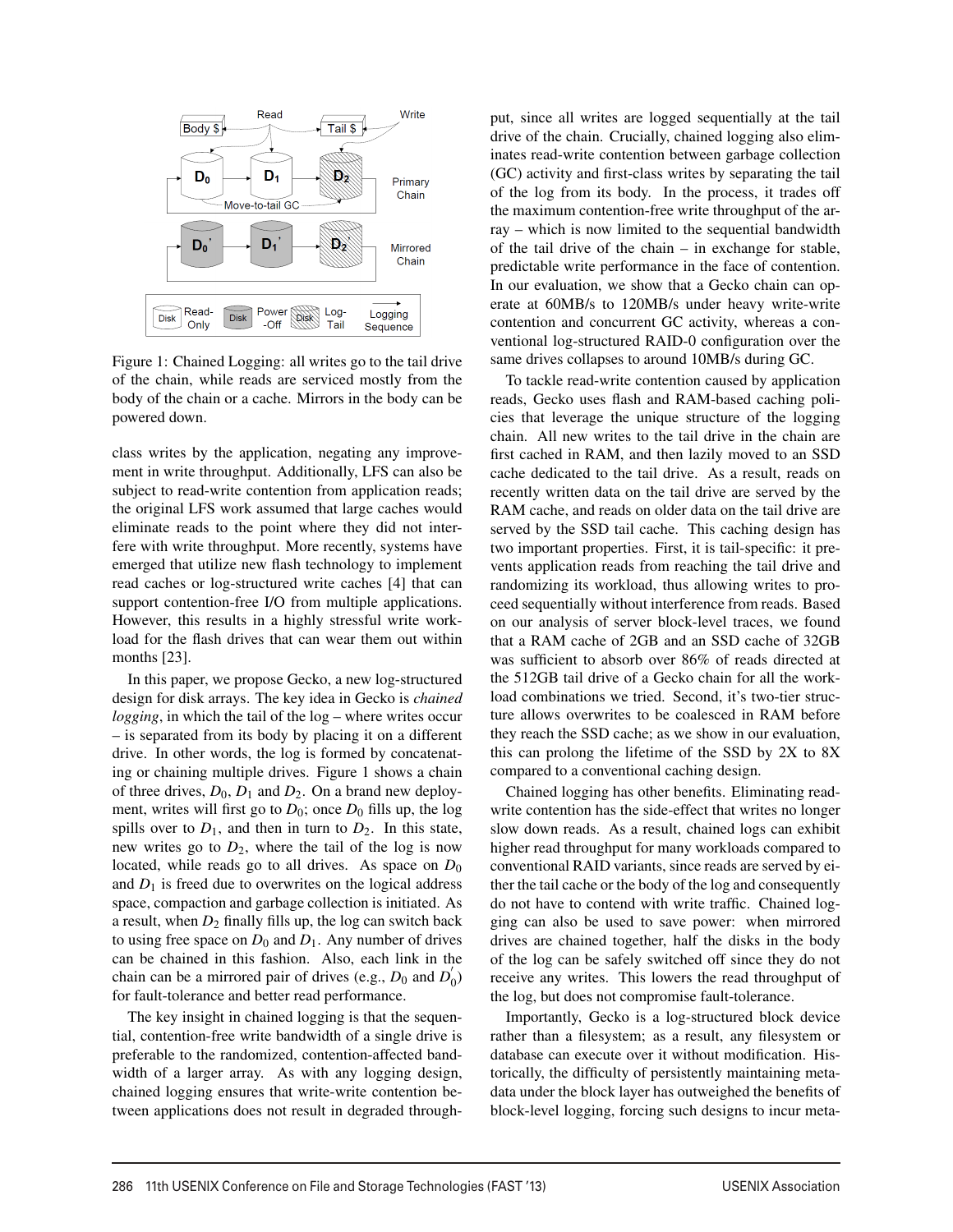Figure 1: Chained Logging: all writes go to the tail drive of the chain, while reads are serviced mostly from the body of the chain or a cache. Mirrors in the body can be powered down.

class writes by the application, negating any improvement in write throughput. Additionally, LFS can also be subject to read-write contention from application reads; the original LFS work assumed that large caches would eliminate reads to the point where they did not interfere with write throughput. More recently, systems have emerged that utilize new flash technology to implement read caches or log-structured write caches [4] that can support contention-free I/O from multiple applications. However, this results in a highly stressful write workload for the flash drives that can wear them out within months [23].

In this paper, we propose Gecko, a new log-structured design for disk arrays. The key idea in Gecko is *chained logging*, in which the tail of the log – where writes occur – is separated from its body by placing it on a different drive. In other words, the log is formed by concatenating or chaining multiple drives. Figure 1 shows a chain of three drives, $D_0$, $D_1$ and $D_2$. On a brand new deployment, writes will first go to $D_0$; once $D_0$ fills up, the log spills over to $D_1$, and then in turn to $D_2$. In this state, new writes go to $D_2$, where the tail of the log is now located, while reads go to all drives. As space on $D_0$ and $D_1$ is freed due to overwrites on the logical address space, compaction and garbage collection is initiated. As a result, when $D_2$ finally fills up, the log can switch back to using free space on $D_0$ and $D_1$. Any number of drives can be chained in this fashion. Also, each link in the chain can be a mirrored pair of drives (e.g., $D_0$ and $D_0^{'}$) for fault-tolerance and better read performance.

The key insight in chained logging is that the sequential, contention-free write bandwidth of a single drive is preferable to the randomized, contention-affected bandwidth of a larger array. As with any logging design, chained logging ensures that write-write contention between applications does not result in degraded throughput, since all writes are logged sequentially at the tail drive of the chain. Crucially, chained logging also eliminates read-write contention between garbage collection (GC) activity and first-class writes by separating the tail of the log from its body. In the process, it trades off the maximum contention-free write throughput of the array – which is now limited to the sequential bandwidth of the tail drive of the chain – in exchange for stable, predictable write performance in the face of contention. In our evaluation, we show that a Gecko chain can operate at 60MB/s to 120MB/s under heavy write-write contention and concurrent GC activity, whereas a conventional log-structured RAID-0 configuration over the same drives collapses to around 10MB/s during GC.

To tackle read-write contention caused by application reads, Gecko uses flash and RAM-based caching policies that leverage the unique structure of the logging chain. All new writes to the tail drive in the chain are first cached in RAM, and then lazily moved to an SSD cache dedicated to the tail drive. As a result, reads on recently written data on the tail drive are served by the RAM cache, and reads on older data on the tail drive are served by the SSD tail cache. This caching design has two important properties. First, it is tail-specific: it prevents application reads from reaching the tail drive and randomizing its workload, thus allowing writes to proceed sequentially without interference from reads. Based on our analysis of server block-level traces, we found that a RAM cache of 2GB and an SSD cache of 32GB was sufficient to absorb over 86% of reads directed at the 512GB tail drive of a Gecko chain for all the workload combinations we tried. Second, it's two-tier structure allows overwrites to be coalesced in RAM before they reach the SSD cache; as we show in our evaluation, this can prolong the lifetime of the SSD by 2X to 8X compared to a conventional caching design.

Chained logging has other benefits. Eliminating read-write contention has the side-effect that writes no longer slow down reads. As a result, chained logs can exhibit higher read throughput for many workloads compared to conventional RAID variants, since reads are served by either the tail cache or the body of the log and consequently do not have to contend with write traffic. Chained logging can also be used to save power: when mirrored drives are chained together, half the disks in the body of the log can be safely switched off since they do not receive any writes. This lowers the read throughput of the log, but does not compromise fault-tolerance.

Importantly, Gecko is a log-structured block device rather than a filesystem; as a result, any filesystem or database can execute over it without modification. Historically, the difficulty of persistently maintaining metadata under the block layer has outweighed the benefits of block-level logging, forcing such designs to incur meta-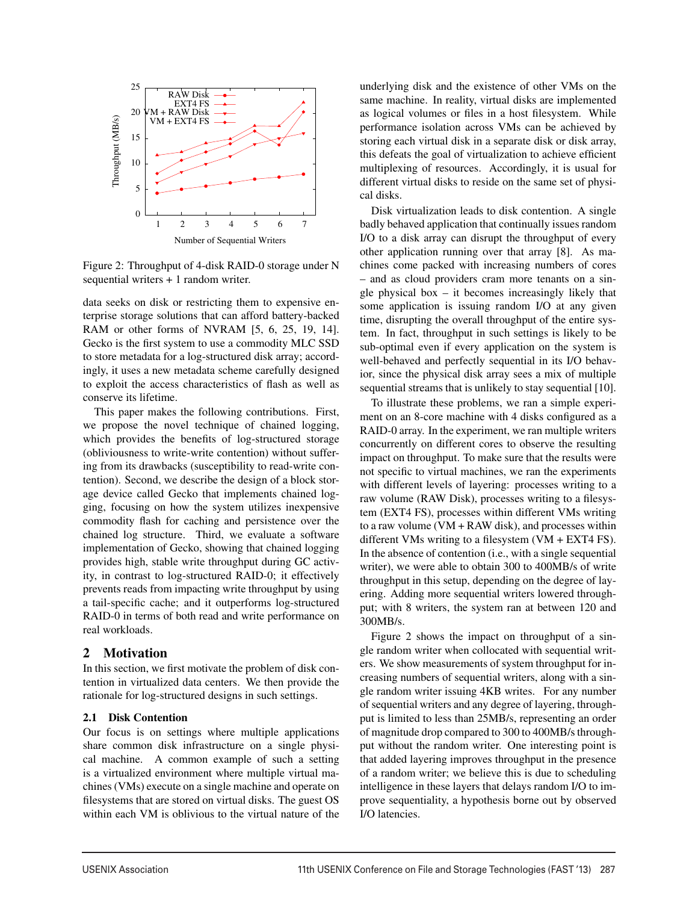Figure 2: Throughput of 4-disk RAID-0 storage under N sequential writers + 1 random writer.

data seeks on disk or restricting them to expensive enterprise storage solutions that can afford battery-backed RAM or other forms of NVRAM [5, 6, 25, 19, 14]. Gecko is the first system to use a commodity MLC SSD to store metadata for a log-structured disk array; accordingly, it uses a new metadata scheme carefully designed to exploit the access characteristics of flash as well as conserve its lifetime.

This paper makes the following contributions. First, we propose the novel technique of chained logging, which provides the benefits of log-structured storage (obliviousness to write-write contention) without suffering from its drawbacks (susceptibility to read-write contention). Second, we describe the design of a block storage device called Gecko that implements chained logging, focusing on how the system utilizes inexpensive commodity flash for caching and persistence over the chained log structure. Third, we evaluate a software implementation of Gecko, showing that chained logging provides high, stable write throughput during GC activity, in contrast to log-structured RAID-0; it effectively prevents reads from impacting write throughput by using a tail-specific cache; and it outperforms log-structured RAID-0 in terms of both read and write performance on real workloads.

## 2 Motivation

In this section, we first motivate the problem of disk contention in virtualized data centers. We then provide the rationale for log-structured designs in such settings.

### 2.1 Disk Contention

Our focus is on settings where multiple applications share common disk infrastructure on a single physical machine. A common example of such a setting is a virtualized environment where multiple virtual machines (VMs) execute on a single machine and operate on filesystems that are stored on virtual disks. The guest OS within each VM is oblivious to the virtual nature of the underlying disk and the existence of other VMs on the same machine. In reality, virtual disks are implemented as logical volumes or files in a host filesystem. While performance isolation across VMs can be achieved by storing each virtual disk in a separate disk or disk array, this defeats the goal of virtualization to achieve efficient multiplexing of resources. Accordingly, it is usual for different virtual disks to reside on the same set of physical disks.

Disk virtualization leads to disk contention. A single badly behaved application that continually issues random I/O to a disk array can disrupt the throughput of every other application running over that array [8]. As machines come packed with increasing numbers of cores – and as cloud providers cram more tenants on a single physical box – it becomes increasingly likely that some application is issuing random I/O at any given time, disrupting the overall throughput of the entire system. In fact, throughput in such settings is likely to be sub-optimal even if every application on the system is well-behaved and perfectly sequential in its I/O behavior, since the physical disk array sees a mix of multiple sequential streams that is unlikely to stay sequential [10].

To illustrate these problems, we ran a simple experiment on an 8-core machine with 4 disks configured as a RAID-0 array. In the experiment, we ran multiple writers concurrently on different cores to observe the resulting impact on throughput. To make sure that the results were not specific to virtual machines, we ran the experiments with different levels of layering: processes writing to a raw volume (RAW Disk), processes writing to a filesystem (EXT4 FS), processes within different VMs writing to a raw volume (VM + RAW disk), and processes within different VMs writing to a filesystem (VM + EXT4 FS). In the absence of contention (i.e., with a single sequential writer), we were able to obtain 300 to 400MB/s of write throughput in this setup, depending on the degree of layering. Adding more sequential writers lowered throughput; with 8 writers, the system ran at between 120 and 300MB/s.

Figure 2 shows the impact on throughput of a single random writer when collocated with sequential writers. We show measurements of system throughput for increasing numbers of sequential writers, along with a single random writer issuing 4KB writes. For any number of sequential writers and any degree of layering, throughput is limited to less than 25MB/s, representing an order of magnitude drop compared to 300 to 400MB/s throughput without the random writer. One interesting point is that added layering improves throughput in the presence of a random writer; we believe this is due to scheduling intelligence in these layers that delays random I/O to improve sequentiality, a hypothesis borne out by observed I/O latencies.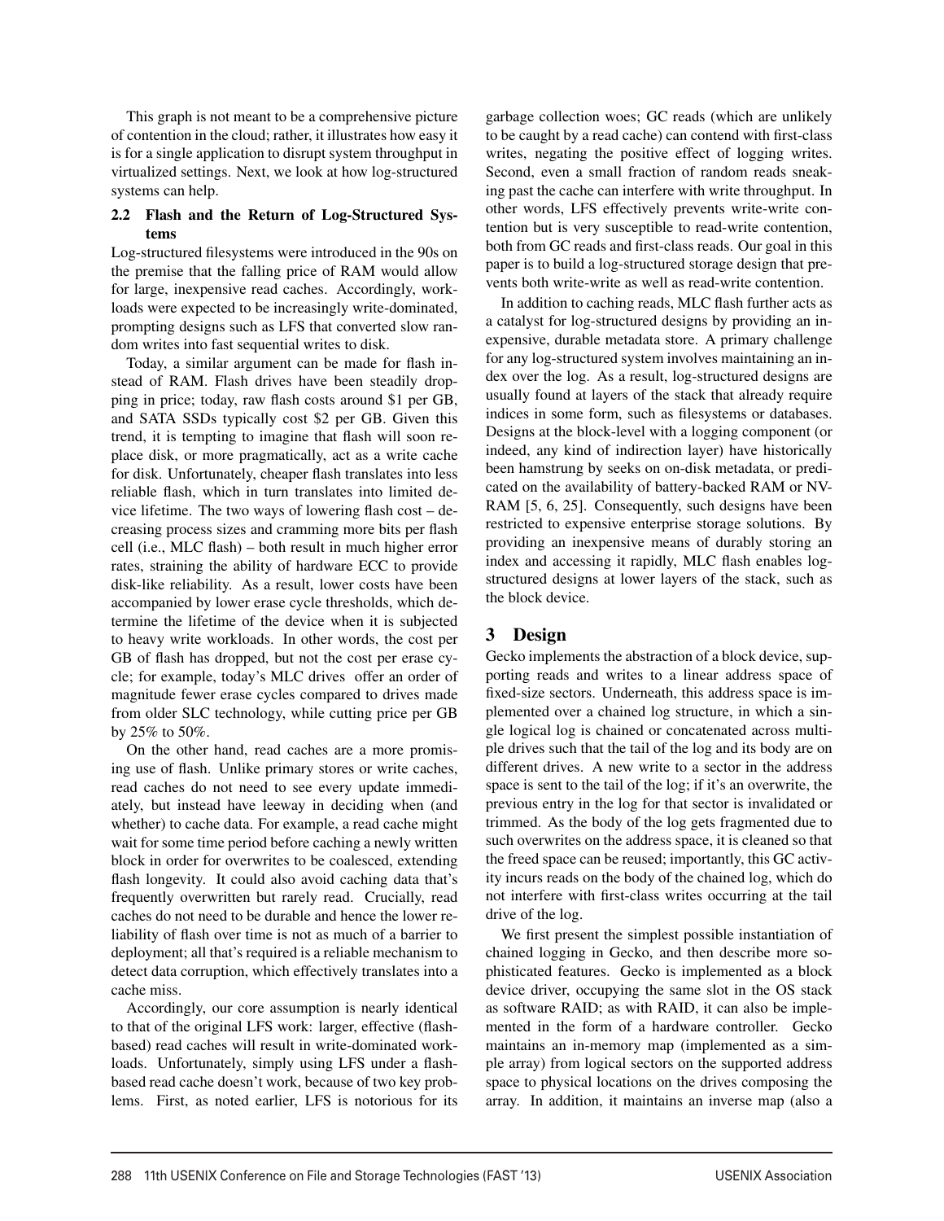This graph is not meant to be a comprehensive picture of contention in the cloud; rather, it illustrates how easy it is for a single application to disrupt system throughput in virtualized settings. Next, we look at how log-structured systems can help.

### 2.2 Flash and the Return of Log-Structured Systems

Log-structured filesystems were introduced in the 90s on the premise that the falling price of RAM would allow for large, inexpensive read caches. Accordingly, workloads were expected to be increasingly write-dominated, prompting designs such as LFS that converted slow random writes into fast sequential writes to disk.

Today, a similar argument can be made for flash instead of RAM. Flash drives have been steadily dropping in price; today, raw flash costs around $1 per GB, and SATA SSDs typically cost $2 per GB. Given this trend, it is tempting to imagine that flash will soon replace disk, or more pragmatically, act as a write cache for disk. Unfortunately, cheaper flash translates into less reliable flash, which in turn translates into limited device lifetime. The two ways of lowering flash cost – decreasing process sizes and cramming more bits per flash cell (i.e., MLC flash) – both result in much higher error rates, straining the ability of hardware ECC to provide disk-like reliability. As a result, lower costs have been accompanied by lower erase cycle thresholds, which determine the lifetime of the device when it is subjected to heavy write workloads. In other words, the cost per GB of flash has dropped, but not the cost per erase cycle; for example, today's MLC drives offer an order of magnitude fewer erase cycles compared to drives made from older SLC technology, while cutting price per GB by 25% to 50%.

On the other hand, read caches are a more promising use of flash. Unlike primary stores or write caches, read caches do not need to see every update immediately, but instead have leeway in deciding when (and whether) to cache data. For example, a read cache might wait for some time period before caching a newly written block in order for overwrites to be coalesced, extending flash longevity. It could also avoid caching data that's frequently overwritten but rarely read. Crucially, read caches do not need to be durable and hence the lower reliability of flash over time is not as much of a barrier to deployment; all that's required is a reliable mechanism to detect data corruption, which effectively translates into a cache miss.

Accordingly, our core assumption is nearly identical to that of the original LFS work: larger, effective (flash-based) read caches will result in write-dominated workloads. Unfortunately, simply using LFS under a flash-based read cache doesn't work, because of two key problems. First, as noted earlier, LFS is notorious for its garbage collection woes; GC reads (which are unlikely to be caught by a read cache) can contend with first-class writes, negating the positive effect of logging writes. Second, even a small fraction of random reads sneaking past the cache can interfere with write throughput. In other words, LFS effectively prevents write-write contention but is very susceptible to read-write contention, both from GC reads and first-class reads. Our goal in this paper is to build a log-structured storage design that prevents both write-write as well as read-write contention.

In addition to caching reads, MLC flash further acts as a catalyst for log-structured designs by providing an inexpensive, durable metadata store. A primary challenge for any log-structured system involves maintaining an index over the log. As a result, log-structured designs are usually found at layers of the stack that already require indices in some form, such as filesystems or databases. Designs at the block-level with a logging component (or indeed, any kind of indirection layer) have historically been hamstrung by seeks on on-disk metadata, or predicated on the availability of battery-backed RAM or NV-RAM [5, 6, 25]. Consequently, such designs have been restricted to expensive enterprise storage solutions. By providing an inexpensive means of durably storing an index and accessing it rapidly, MLC flash enables log-structured designs at lower layers of the stack, such as the block device.

## 3 Design

Gecko implements the abstraction of a block device, supporting reads and writes to a linear address space of fixed-size sectors. Underneath, this address space is implemented over a chained log structure, in which a single logical log is chained or concatenated across multiple drives such that the tail of the log and its body are on different drives. A new write to a sector in the address space is sent to the tail of the log; if it's an overwrite, the previous entry in the log for that sector is invalidated or trimmed. As the body of the log gets fragmented due to such overwrites on the address space, it is cleaned so that the freed space can be reused; importantly, this GC activity incurs reads on the body of the chained log, which do not interfere with first-class writes occurring at the tail drive of the log.

We first present the simplest possible instantiation of chained logging in Gecko, and then describe more sophisticated features. Gecko is implemented as a block device driver, occupying the same slot in the OS stack as software RAID; as with RAID, it can also be implemented in the form of a hardware controller. Gecko maintains an in-memory map (implemented as a simple array) from logical sectors on the supported address space to physical locations on the drives composing the array. In addition, it maintains an inverse map (also a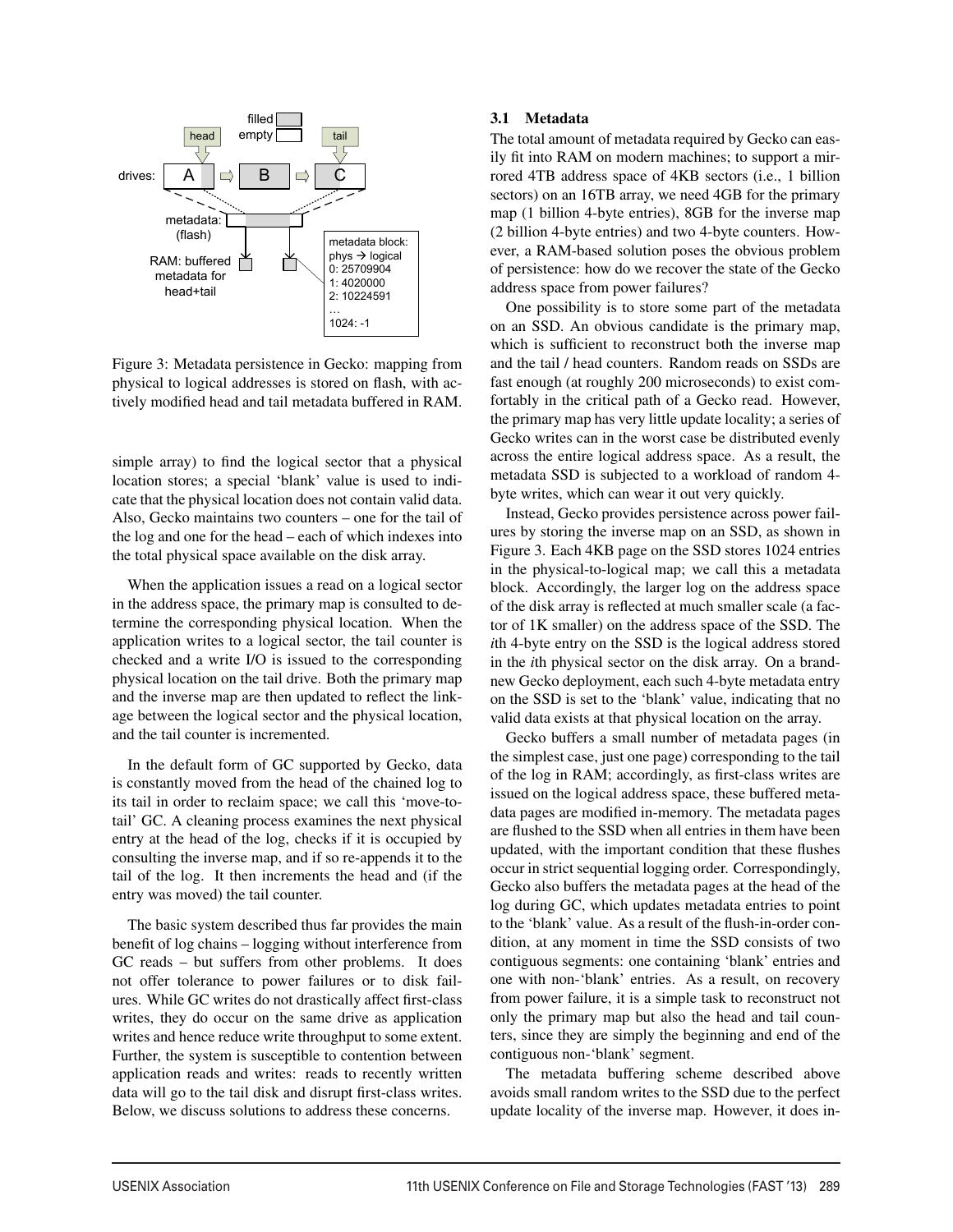Figure 3: Metadata persistence in Gecko: mapping from physical to logical addresses is stored on flash, with actively modified head and tail metadata buffered in RAM.

simple array) to find the logical sector that a physical location stores; a special 'blank' value is used to indicate that the physical location does not contain valid data. Also, Gecko maintains two counters – one for the tail of the log and one for the head – each of which indexes into the total physical space available on the disk array.

When the application issues a read on a logical sector in the address space, the primary map is consulted to determine the corresponding physical location. When the application writes to a logical sector, the tail counter is checked and a write I/O is issued to the corresponding physical location on the tail drive. Both the primary map and the inverse map are then updated to reflect the linkage between the logical sector and the physical location, and the tail counter is incremented.

In the default form of GC supported by Gecko, data is constantly moved from the head of the chained log to its tail in order to reclaim space; we call this 'move-to-tail' GC. A cleaning process examines the next physical entry at the head of the log, checks if it is occupied by consulting the inverse map, and if so re-appends it to the tail of the log. It then increments the head and (if the entry was moved) the tail counter.

The basic system described thus far provides the main benefit of log chains – logging without interference from GC reads – but suffers from other problems. It does not offer tolerance to power failures or to disk failures. While GC writes do not drastically affect first-class writes, they do occur on the same drive as application writes and hence reduce write throughput to some extent. Further, the system is susceptible to contention between application reads and writes: reads to recently written data will go to the tail disk and disrupt first-class writes. Below, we discuss solutions to address these concerns.

### 3.1 Metadata

The total amount of metadata required by Gecko can easily fit into RAM on modern machines; to support a mirrored 4TB address space of 4KB sectors (i.e., 1 billion sectors) on an 16TB array, we need 4GB for the primary map (1 billion 4-byte entries), 8GB for the inverse map (2 billion 4-byte entries) and two 4-byte counters. However, a RAM-based solution poses the obvious problem of persistence: how do we recover the state of the Gecko address space from power failures?

One possibility is to store some part of the metadata on an SSD. An obvious candidate is the primary map, which is sufficient to reconstruct both the inverse map and the tail / head counters. Random reads on SSDs are fast enough (at roughly 200 microseconds) to exist comfortably in the critical path of a Gecko read. However, the primary map has very little update locality; a series of Gecko writes can in the worst case be distributed evenly across the entire logical address space. As a result, the metadata SSD is subjected to a workload of random 4-byte writes, which can wear it out very quickly.

Instead, Gecko provides persistence across power failures by storing the inverse map on an SSD, as shown in Figure 3. Each 4KB page on the SSD stores 1024 entries in the physical-to-logical map; we call this a metadata block. Accordingly, the larger log on the address space of the disk array is reflected at much smaller scale (a factor of 1K smaller) on the address space of the SSD. The $i$th 4-byte entry on the SSD is the logical address stored in the $i$th physical sector on the disk array. On a brand-new Gecko deployment, each such 4-byte metadata entry on the SSD is set to the 'blank' value, indicating that no valid data exists at that physical location on the array.

Gecko buffers a small number of metadata pages (in the simplest case, just one page) corresponding to the tail of the log in RAM; accordingly, as first-class writes are issued on the logical address space, these buffered metadata pages are modified in-memory. The metadata pages are flushed to the SSD when all entries in them have been updated, with the important condition that these flushes occur in strict sequential logging order. Correspondingly, Gecko also buffers the metadata pages at the head of the log during GC, which updates metadata entries to point to the 'blank' value. As a result of the flush-in-order condition, at any moment in time the SSD consists of two contiguous segments: one containing 'blank' entries and one with non-'blank' entries. As a result, on recovery from power failure, it is a simple task to reconstruct not only the primary map but also the head and tail counters, since they are simply the beginning and end of the contiguous non-'blank' segment.

The metadata buffering scheme described above avoids small random writes to the SSD due to the perfect update locality of the inverse map. However, it does in-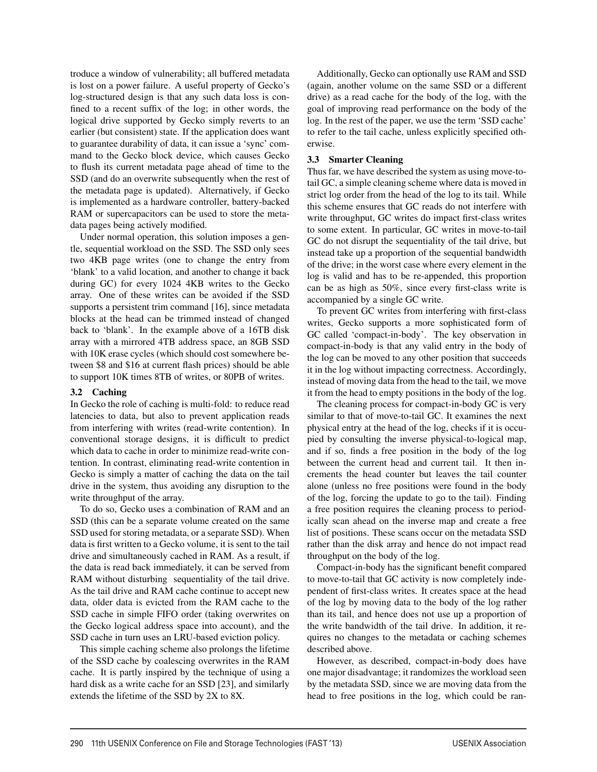troduce a window of vulnerability; all buffered metadata is lost on a power failure. A useful property of Gecko's log-structured design is that any such data loss is confined to a recent suffix of the log; in other words, the logical drive supported by Gecko simply reverts to an earlier (but consistent) state. If the application does want to guarantee durability of data, it can issue a 'sync' command to the Gecko block device, which causes Gecko to flush its current metadata page ahead of time to the SSD (and do an overwrite subsequently when the rest of the metadata page is updated). Alternatively, if Gecko is implemented as a hardware controller, battery-backed RAM or supercapacitors can be used to store the metadata pages being actively modified.

Under normal operation, this solution imposes a gentle, sequential workload on the SSD. The SSD only sees two 4KB page writes (one to change the entry from 'blank' to a valid location, and another to change it back during GC) for every 1024 4KB writes to the Gecko array. One of these writes can be avoided if the SSD supports a persistent trim command [16], since metadata blocks at the head can be trimmed instead of changed back to 'blank'. In the example above of a 16TB disk array with a mirrored 4TB address space, an 8GB SSD with 10K erase cycles (which should cost somewhere between \$8 and \$16 at current flash prices) should be able to support 10K times 8TB of writes, or 80PB of writes.

### 3.2 Caching

In Gecko the role of caching is multi-fold: to reduce read latencies to data, but also to prevent application reads from interfering with writes (read-write contention). In conventional storage designs, it is difficult to predict which data to cache in order to minimize read-write contention. In contrast, eliminating read-write contention in Gecko is simply a matter of caching the data on the tail drive in the system, thus avoiding any disruption to the write throughput of the array.

To do so, Gecko uses a combination of RAM and an SSD (this can be a separate volume created on the same SSD used for storing metadata, or a separate SSD). When data is first written to a Gecko volume, it is sent to the tail drive and simultaneously cached in RAM. As a result, if the data is read back immediately, it can be served from RAM without disturbing sequentiality of the tail drive. As the tail drive and RAM cache continue to accept new data, older data is evicted from the RAM cache to the SSD cache in simple FIFO order (taking overwrites on the Gecko logical address space into account), and the SSD cache in turn uses an LRU-based eviction policy.

This simple caching scheme also prolongs the lifetime of the SSD cache by coalescing overwrites in the RAM cache. It is partly inspired by the technique of using a hard disk as a write cache for an SSD [23], and similarly extends the lifetime of the SSD by 2X to 8X.

Additionally, Gecko can optionally use RAM and SSD (again, another volume on the same SSD or a different drive) as a read cache for the body of the log, with the goal of improving read performance on the body of the log. In the rest of the paper, we use the term 'SSD cache' to refer to the tail cache, unless explicitly specified otherwise.

### 3.3 Smarter Cleaning

Thus far, we have described the system as using move-to-tail GC, a simple cleaning scheme where data is moved in strict log order from the head of the log to its tail. While this scheme ensures that GC reads do not interfere with write throughput, GC writes do impact first-class writes to some extent. In particular, GC writes in move-to-tail GC do not disrupt the sequentiality of the tail drive, but instead take up a proportion of the sequential bandwidth of the drive; in the worst case where every element in the log is valid and has to be re-appended, this proportion can be as high as 50%, since every first-class write is accompanied by a single GC write.

To prevent GC writes from interfering with first-class writes, Gecko supports a more sophisticated form of GC called 'compact-in-body'. The key observation in compact-in-body is that any valid entry in the body of the log can be moved to any other position that succeeds it in the log without impacting correctness. Accordingly, instead of moving data from the head to the tail, we move it from the head to empty positions in the body of the log.

The cleaning process for compact-in-body GC is very similar to that of move-to-tail GC. It examines the next physical entry at the head of the log, checks if it is occupied by consulting the inverse physical-to-logical map, and if so, finds a free position in the body of the log between the current head and current tail. It then increments the head counter but leaves the tail counter alone (unless no free positions were found in the body of the log, forcing the update to go to the tail). Finding a free position requires the cleaning process to periodically scan ahead on the inverse map and create a free list of positions. These scans occur on the metadata SSD rather than the disk array and hence do not impact read throughput on the body of the log.

Compact-in-body has the significant benefit compared to move-to-tail that GC activity is now completely independent of first-class writes. It creates space at the head of the log by moving data to the body of the log rather than its tail, and hence does not use up a proportion of the write bandwidth of the tail drive. In addition, it requires no changes to the metadata or caching schemes described above.

However, as described, compact-in-body does have one major disadvantage; it randomizes the workload seen by the metadata SSD, since we are moving data from the head to free positions in the log, which could be ran-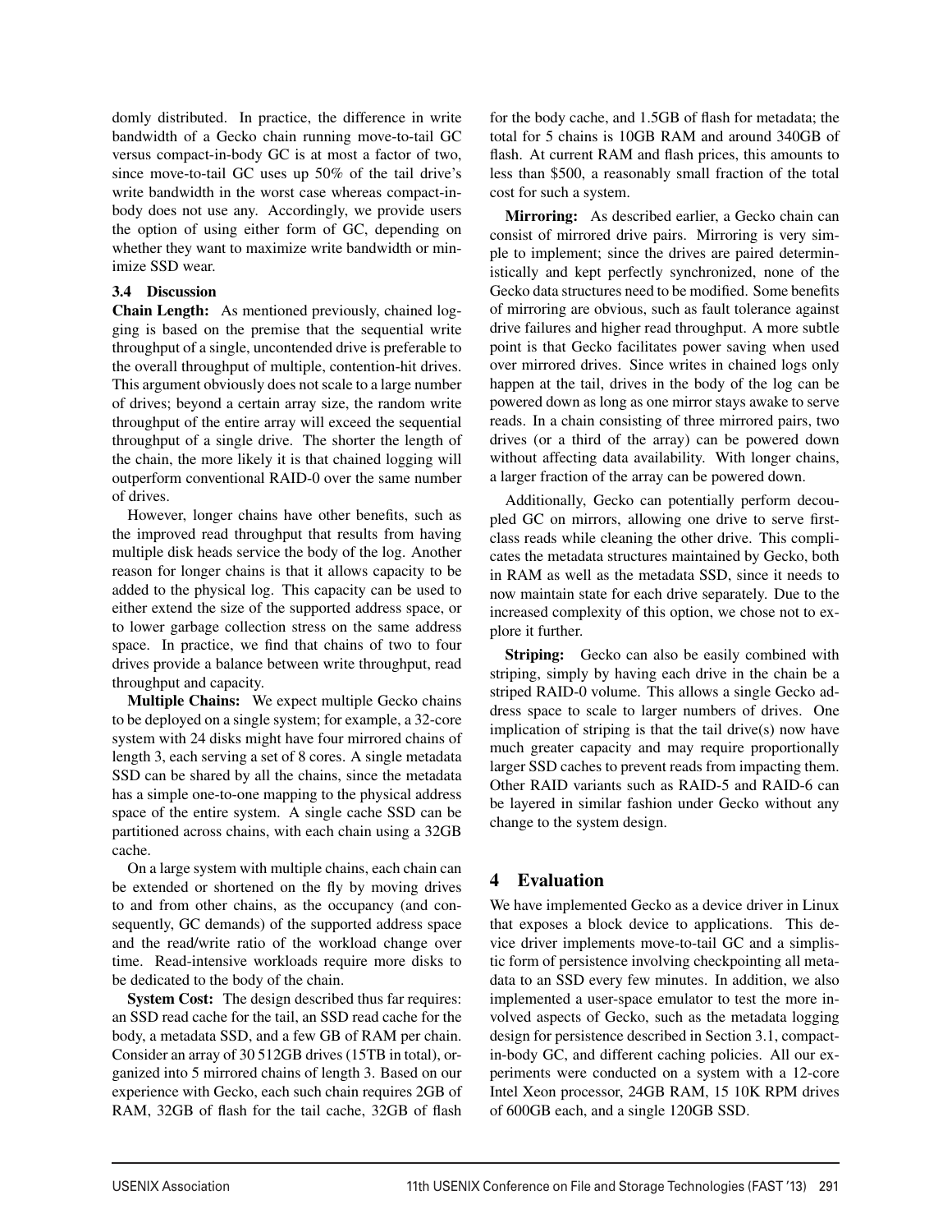domly distributed. In practice, the difference in write bandwidth of a Gecko chain running move-to-tail GC versus compact-in-body GC is at most a factor of two, since move-to-tail GC uses up 50% of the tail drive's write bandwidth in the worst case whereas compact-in-body does not use any. Accordingly, we provide users the option of using either form of GC, depending on whether they want to maximize write bandwidth or minimize SSD wear.

### 3.4 Discussion

**Chain Length:** As mentioned previously, chained logging is based on the premise that the sequential write throughput of a single, uncontended drive is preferable to the overall throughput of multiple, contention-hit drives. This argument obviously does not scale to a large number of drives; beyond a certain array size, the random write throughput of the entire array will exceed the sequential throughput of a single drive. The shorter the length of the chain, the more likely it is that chained logging will outperform conventional RAID-0 over the same number of drives.

However, longer chains have other benefits, such as the improved read throughput that results from having multiple disk heads service the body of the log. Another reason for longer chains is that it allows capacity to be added to the physical log. This capacity can be used to either extend the size of the supported address space, or to lower garbage collection stress on the same address space. In practice, we find that chains of two to four drives provide a balance between write throughput, read throughput and capacity.

**Multiple Chains:** We expect multiple Gecko chains to be deployed on a single system; for example, a 32-core system with 24 disks might have four mirrored chains of length 3, each serving a set of 8 cores. A single metadata SSD can be shared by all the chains, since the metadata has a simple one-to-one mapping to the physical address space of the entire system. A single cache SSD can be partitioned across chains, with each chain using a 32GB cache.

On a large system with multiple chains, each chain can be extended or shortened on the fly by moving drives to and from other chains, as the occupancy (and consequently, GC demands) of the supported address space and the read/write ratio of the workload change over time. Read-intensive workloads require more disks to be dedicated to the body of the chain.

**System Cost:** The design described thus far requires: an SSD read cache for the tail, an SSD read cache for the body, a metadata SSD, and a few GB of RAM per chain. Consider an array of 30 512GB drives (15TB in total), organized into 5 mirrored chains of length 3. Based on our experience with Gecko, each such chain requires 2GB of RAM, 32GB of flash for the tail cache, 32GB of flash for the body cache, and 1.5GB of flash for metadata; the total for 5 chains is 10GB RAM and around 340GB of flash. At current RAM and flash prices, this amounts to less than $500, a reasonably small fraction of the total cost for such a system.

**Mirroring:** As described earlier, a Gecko chain can consist of mirrored drive pairs. Mirroring is very simple to implement; since the drives are paired deterministically and kept perfectly synchronized, none of the Gecko data structures need to be modified. Some benefits of mirroring are obvious, such as fault tolerance against drive failures and higher read throughput. A more subtle point is that Gecko facilitates power saving when used over mirrored drives. Since writes in chained logs only happen at the tail, drives in the body of the log can be powered down as long as one mirror stays awake to serve reads. In a chain consisting of three mirrored pairs, two drives (or a third of the array) can be powered down without affecting data availability. With longer chains, a larger fraction of the array can be powered down.

Additionally, Gecko can potentially perform decoupled GC on mirrors, allowing one drive to serve first-class reads while cleaning the other drive. This complicates the metadata structures maintained by Gecko, both in RAM as well as the metadata SSD, since it needs to now maintain state for each drive separately. Due to the increased complexity of this option, we chose not to explore it further.

**Striping:** Gecko can also be easily combined with striping, simply by having each drive in the chain be a striped RAID-0 volume. This allows a single Gecko address space to scale to larger numbers of drives. One implication of striping is that the tail drive(s) now have much greater capacity and may require proportionally larger SSD caches to prevent reads from impacting them. Other RAID variants such as RAID-5 and RAID-6 can be layered in similar fashion under Gecko without any change to the system design.

## 4 Evaluation

We have implemented Gecko as a device driver in Linux that exposes a block device to applications. This device driver implements move-to-tail GC and a simplistic form of persistence involving checkpointing all metadata to an SSD every few minutes. In addition, we also implemented a user-space emulator to test the more involved aspects of Gecko, such as the metadata logging design for persistence described in Section 3.1, compact-in-body GC, and different caching policies. All our experiments were conducted on a system with a 12-core Intel Xeon processor, 24GB RAM, 15 10K RPM drives of 600GB each, and a single 120GB SSD.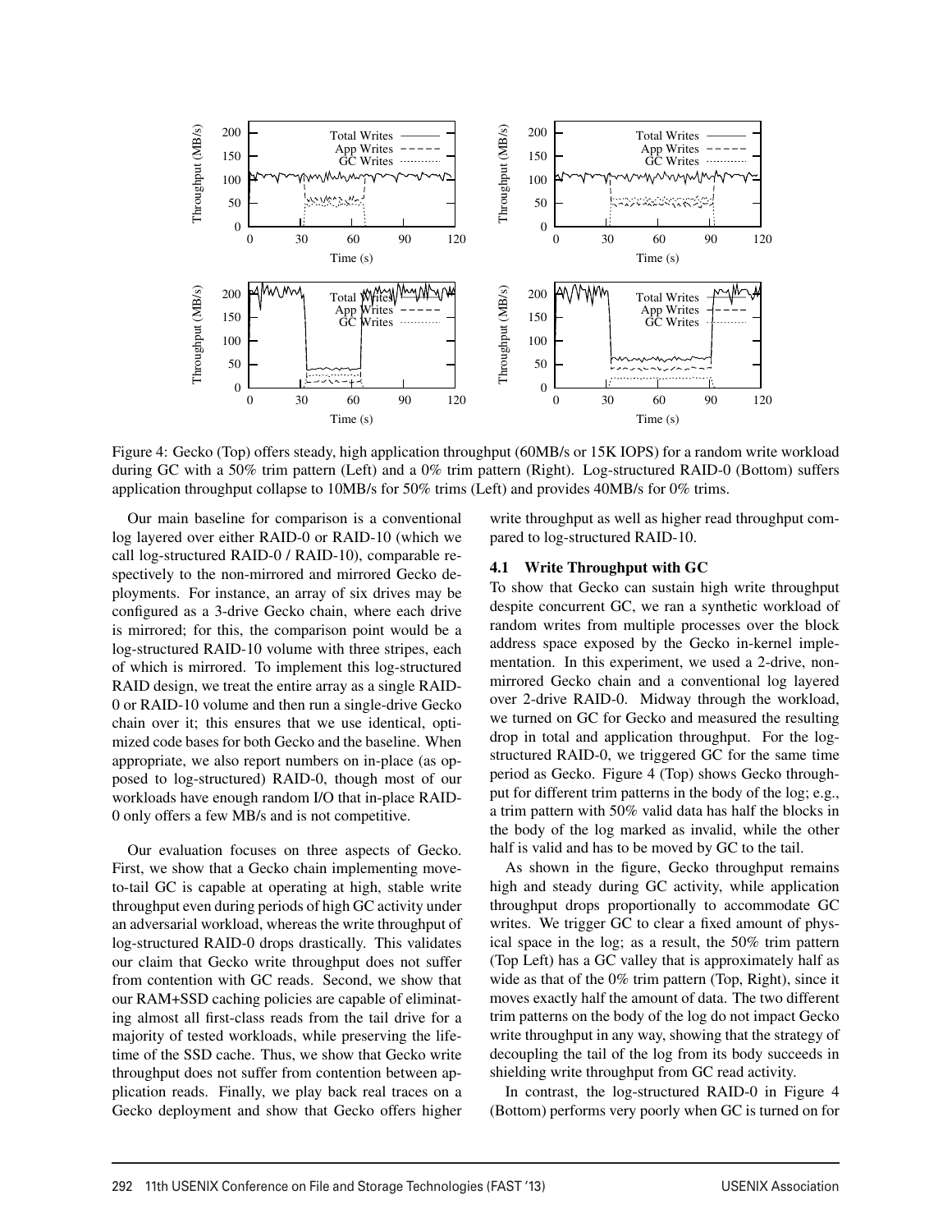Figure 4: Gecko (Top) offers steady, high application throughput (60MB/s or 15K IOPS) for a random write workload during GC with a 50% trim pattern (Left) and a 0% trim pattern (Right). Log-structured RAID-0 (Bottom) suffers application throughput collapse to 10MB/s for 50% trims (Left) and provides 40MB/s for 0% trims.

Our main baseline for comparison is a conventional log layered over either RAID-0 or RAID-10 (which we call log-structured RAID-0 / RAID-10), comparable respectively to the non-mirrored and mirrored Gecko deployments. For instance, an array of six drives may be configured as a 3-drive Gecko chain, where each drive is mirrored; for this, the comparison point would be a log-structured RAID-10 volume with three stripes, each of which is mirrored. To implement this log-structured RAID design, we treat the entire array as a single RAID-0 or RAID-10 volume and then run a single-drive Gecko chain over it; this ensures that we use identical, optimized code bases for both Gecko and the baseline. When appropriate, we also report numbers on in-place (as opposed to log-structured) RAID-0, though most of our workloads have enough random I/O that in-place RAID-0 only offers a few MB/s and is not competitive.

Our evaluation focuses on three aspects of Gecko. First, we show that a Gecko chain implementing move-to-tail GC is capable at operating at high, stable write throughput even during periods of high GC activity under an adversarial workload, whereas the write throughput of log-structured RAID-0 drops drastically. This validates our claim that Gecko write throughput does not suffer from contention with GC reads. Second, we show that our RAM+SSD caching policies are capable of eliminating almost all first-class reads from the tail drive for a majority of tested workloads, while preserving the lifetime of the SSD cache. Thus, we show that Gecko write throughput does not suffer from contention between application reads. Finally, we play back real traces on a Gecko deployment and show that Gecko offers higher write throughput as well as higher read throughput compared to log-structured RAID-10.

### 4.1 Write Throughput with GC

To show that Gecko can sustain high write throughput despite concurrent GC, we ran a synthetic workload of random writes from multiple processes over the block address space exposed by the Gecko in-kernel implementation. In this experiment, we used a 2-drive, non-mirrored Gecko chain and a conventional log layered over 2-drive RAID-0. Midway through the workload, we turned on GC for Gecko and measured the resulting drop in total and application throughput. For the log-structured RAID-0, we triggered GC for the same time period as Gecko. Figure 4 (Top) shows Gecko throughput for different trim patterns in the body of the log; e.g., a trim pattern with 50% valid data has half the blocks in the body of the log marked as invalid, while the other half is valid and has to be moved by GC to the tail.

As shown in the figure, Gecko throughput remains high and steady during GC activity, while application throughput drops proportionally to accommodate GC writes. We trigger GC to clear a fixed amount of physical space in the log; as a result, the 50% trim pattern (Top Left) has a GC valley that is approximately half as wide as that of the 0% trim pattern (Top, Right), since it moves exactly half the amount of data. The two different trim patterns on the body of the log do not impact Gecko write throughput in any way, showing that the strategy of decoupling the tail of the log from its body succeeds in shielding write throughput from GC read activity.

In contrast, the log-structured RAID-0 in Figure 4 (Bottom) performs very poorly when GC is turned on for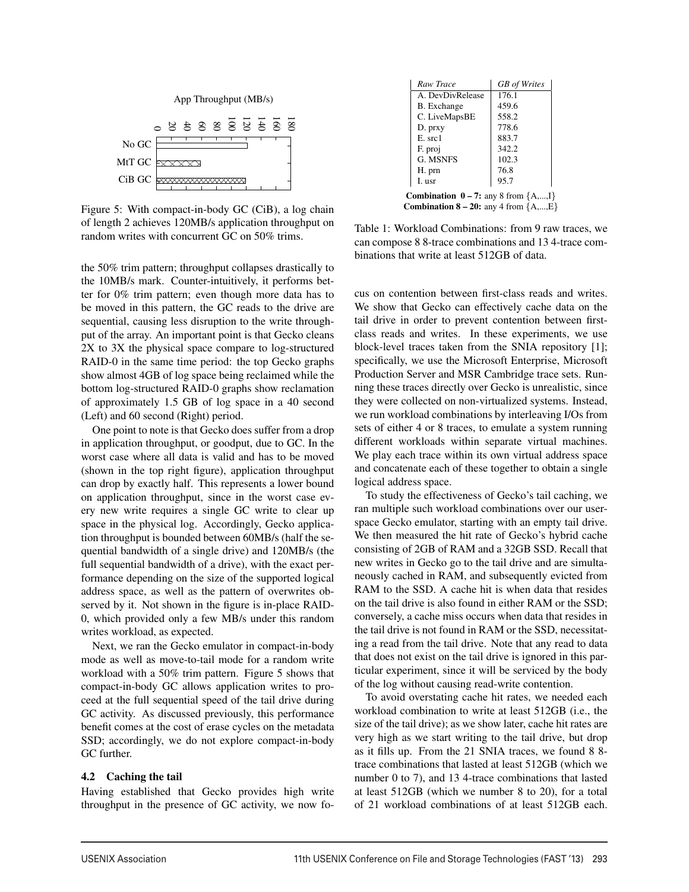Figure 5: With compact-in-body GC (CiB), a log chain of length 2 achieves 120MB/s application throughput on random writes with concurrent GC on 50% trims.

the 50% trim pattern; throughput collapses drastically to the 10MB/s mark. Counter-intuitively, it performs better for 0% trim pattern; even though more data has to be moved in this pattern, the GC reads to the drive are sequential, causing less disruption to the write throughput of the array. An important point is that Gecko cleans 2X to 3X the physical space compare to log-structured RAID-0 in the same time period: the top Gecko graphs show almost 4GB of log space being reclaimed while the bottom log-structured RAID-0 graphs show reclamation of approximately 1.5 GB of log space in a 40 second (Left) and 60 second (Right) period.

One point to note is that Gecko does suffer from a drop in application throughput, or goodput, due to GC. In the worst case where all data is valid and has to be moved (shown in the top right figure), application throughput can drop by exactly half. This represents a lower bound on application throughput, since in the worst case every new write requires a single GC write to clear up space in the physical log. Accordingly, Gecko application throughput is bounded between 60MB/s (half the sequential bandwidth of a single drive) and 120MB/s (the full sequential bandwidth of a drive), with the exact performance depending on the size of the supported logical address space, as well as the pattern of overwrites observed by it. Not shown in the figure is in-place RAID-0, which provided only a few MB/s under this random writes workload, as expected.

Next, we ran the Gecko emulator in compact-in-body mode as well as move-to-tail mode for a random write workload with a 50% trim pattern. Figure 5 shows that compact-in-body GC allows application writes to proceed at the full sequential speed of the tail drive during GC activity. As discussed previously, this performance benefit comes at the cost of erase cycles on the metadata SSD; accordingly, we do not explore compact-in-body GC further.

### 4.2 Caching the tail

Having established that Gecko provides high write throughput in the presence of GC activity, we now focus on contention between first-class reads and writes. We show that Gecko can effectively cache data on the tail drive in order to prevent contention between first-class reads and writes. In these experiments, we use block-level traces taken from the SNIA repository [1]; specifically, we use the Microsoft Enterprise, Microsoft Production Server and MSR Cambridge trace sets. Running these traces directly over Gecko is unrealistic, since they were collected on non-virtualized systems. Instead, we run workload combinations by interleaving I/Os from sets of either 4 or 8 traces, to emulate a system running different workloads within separate virtual machines. We play each trace within its own virtual address space and concatenate each of these together to obtain a single logical address space.

To study the effectiveness of Gecko's tail caching, we ran multiple such workload combinations over our user-space Gecko emulator, starting with an empty tail drive. We then measured the hit rate of Gecko's hybrid cache consisting of 2GB of RAM and a 32GB SSD. Recall that new writes in Gecko go to the tail drive and are simultaneously cached in RAM, and subsequently evicted from RAM to the SSD. A cache hit is when data that resides on the tail drive is also found in either RAM or the SSD; conversely, a cache miss occurs when data that resides in the tail drive is not found in RAM or the SSD, necessitating a read from the tail drive. Note that any read to data that does not exist on the tail drive is ignored in this particular experiment, since it will be serviced by the body of the log without causing read-write contention.

To avoid overstating cache hit rates, we needed each workload combination to write at least 512GB (i.e., the size of the tail drive); as we show later, cache hit rates are very high as we start writing to the tail drive, but drop as it fills up. From the 21 SNIA traces, we found 8 8-trace combinations that lasted at least 512GB (which we number 0 to 7), and 13 4-trace combinations that lasted at least 512GB (which we number 8 to 20), for a total of 21 workload combinations of at least 512GB each.

| *Raw Trace* | *GB of Writes* |
|---|---|
| A. DevDivRelease | 176.1 |
| B. Exchange | 459.6 |
| C. LiveMapsBE | 558.2 |
| D. prxy | 778.6 |
| E. src1 | 883.7 |
| F. proj | 342.2 |
| G. MSNFS | 102.3 |
| H. prn | 76.8 |
| I. usr | 95.7 |

**Combination 0 – 7:** any 8 from {A,...,I}
**Combination 8 – 20:** any 4 from {A,...,E}

Table 1: Workload Combinations: from 9 raw traces, we can compose 8 8-trace combinations and 13 4-trace combinations that write at least 512GB of data.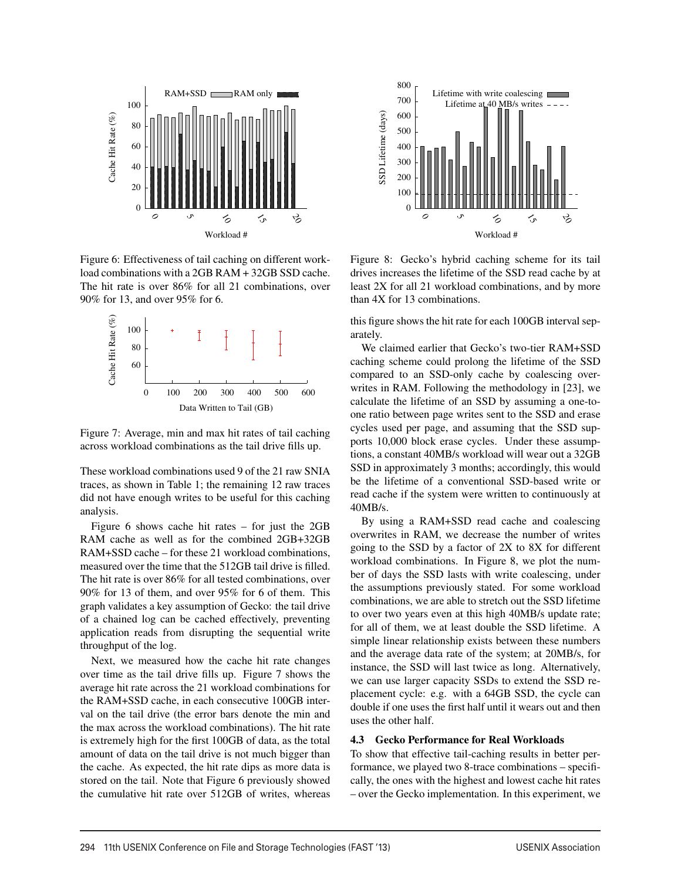Figure 6: Effectiveness of tail caching on different workload combinations with a 2GB RAM + 32GB SSD cache. The hit rate is over 86% for all 21 combinations, over 90% for 13, and over 95% for 6.

Figure 7: Average, min and max hit rates of tail caching across workload combinations as the tail drive fills up.

These workload combinations used 9 of the 21 raw SNIA traces, as shown in Table 1; the remaining 12 raw traces did not have enough writes to be useful for this caching analysis.

Figure 6 shows cache hit rates – for just the 2GB RAM cache as well as for the combined 2GB+32GB RAM+SSD cache – for these 21 workload combinations, measured over the time that the 512GB tail drive is filled. The hit rate is over 86% for all tested combinations, over 90% for 13 of them, and over 95% for 6 of them. This graph validates a key assumption of Gecko: the tail drive of a chained log can be cached effectively, preventing application reads from disrupting the sequential write throughput of the log.

Next, we measured how the cache hit rate changes over time as the tail drive fills up. Figure 7 shows the average hit rate across the 21 workload combinations for the RAM+SSD cache, in each consecutive 100GB interval on the tail drive (the error bars denote the min and the max across the workload combinations). The hit rate is extremely high for the first 100GB of data, as the total amount of data on the tail drive is not much bigger than the cache. As expected, the hit rate dips as more data is stored on the tail. Note that Figure 6 previously showed the cumulative hit rate over 512GB of writes, whereas this figure shows the hit rate for each 100GB interval separately.

Figure 8: Gecko's hybrid caching scheme for its tail drives increases the lifetime of the SSD read cache by at least 2X for all 21 workload combinations, and by more than 4X for 13 combinations.

We claimed earlier that Gecko's two-tier RAM+SSD caching scheme could prolong the lifetime of the SSD compared to an SSD-only cache by coalescing overwrites in RAM. Following the methodology in [23], we calculate the lifetime of an SSD by assuming a one-to-one ratio between page writes sent to the SSD and erase cycles used per page, and assuming that the SSD supports 10,000 block erase cycles. Under these assumptions, a constant 40MB/s workload will wear out a 32GB SSD in approximately 3 months; accordingly, this would be the lifetime of a conventional SSD-based write or read cache if the system were written to continuously at 40MB/s.

By using a RAM+SSD read cache and coalescing overwrites in RAM, we decrease the number of writes going to the SSD by a factor of 2X to 8X for different workload combinations. In Figure 8, we plot the number of days the SSD lasts with write coalescing, under the assumptions previously stated. For some workload combinations, we are able to stretch out the SSD lifetime to over two years even at this high 40MB/s update rate; for all of them, we at least double the SSD lifetime. A simple linear relationship exists between these numbers and the average data rate of the system; at 20MB/s, for instance, the SSD will last twice as long. Alternatively, we can use larger capacity SSDs to extend the SSD replacement cycle: e.g. with a 64GB SSD, the cycle can double if one uses the first half until it wears out and then uses the other half.

### 4.3 Gecko Performance for Real Workloads

To show that effective tail-caching results in better performance, we played two 8-trace combinations – specifically, the ones with the highest and lowest cache hit rates – over the Gecko implementation. In this experiment, we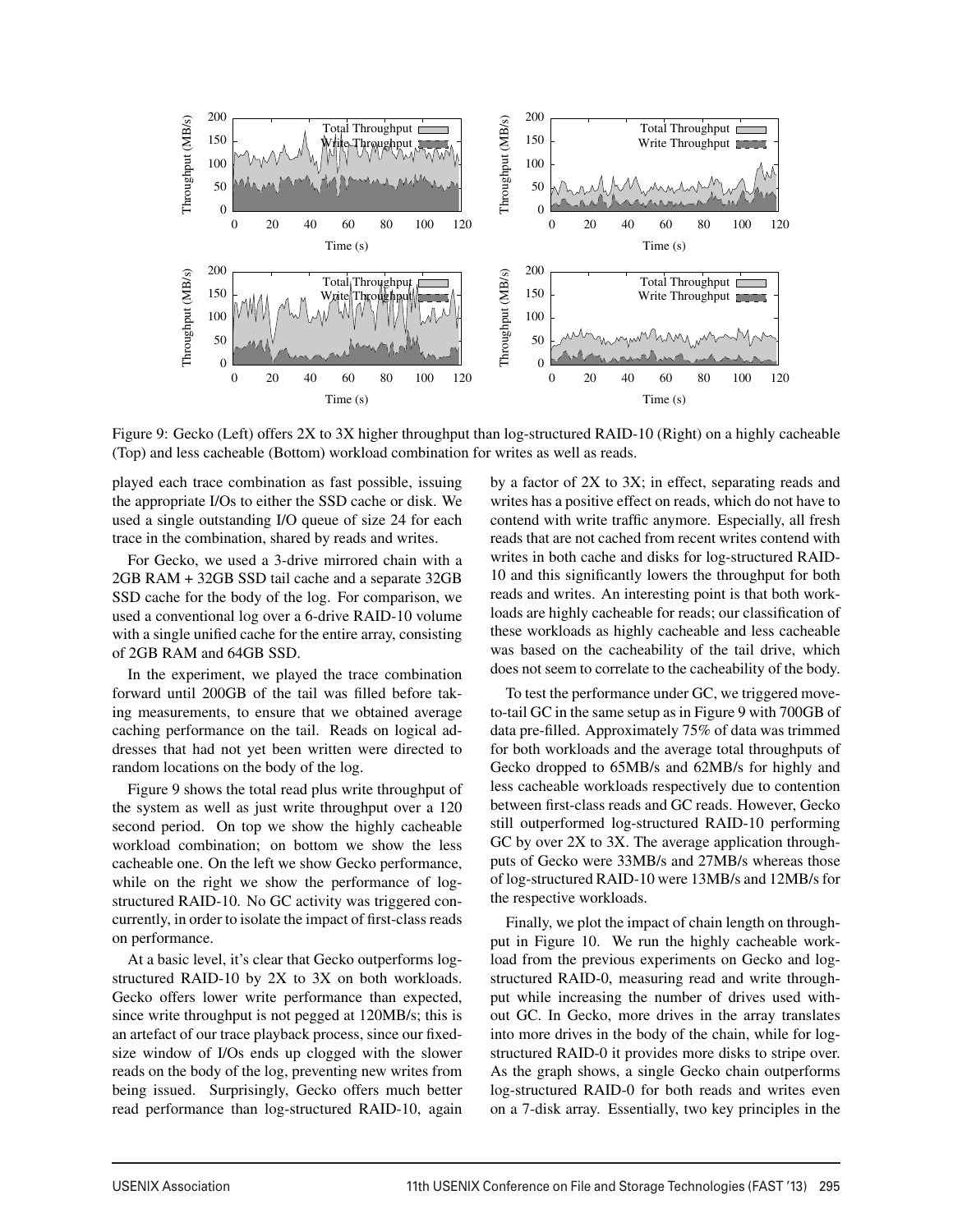Figure 9: Gecko (Left) offers 2X to 3X higher throughput than log-structured RAID-10 (Right) on a highly cacheable (Top) and less cacheable (Bottom) workload combination for writes as well as reads.

played each trace combination as fast possible, issuing the appropriate I/Os to either the SSD cache or disk. We used a single outstanding I/O queue of size 24 for each trace in the combination, shared by reads and writes.

For Gecko, we used a 3-drive mirrored chain with a 2GB RAM + 32GB SSD tail cache and a separate 32GB SSD cache for the body of the log. For comparison, we used a conventional log over a 6-drive RAID-10 volume with a single unified cache for the entire array, consisting of 2GB RAM and 64GB SSD.

In the experiment, we played the trace combination forward until 200GB of the tail was filled before taking measurements, to ensure that we obtained average caching performance on the tail. Reads on logical addresses that had not yet been written were directed to random locations on the body of the log.

Figure 9 shows the total read plus write throughput of the system as well as just write throughput over a 120 second period. On top we show the highly cacheable workload combination; on bottom we show the less cacheable one. On the left we show Gecko performance, while on the right we show the performance of log-structured RAID-10. No GC activity was triggered concurrently, in order to isolate the impact of first-class reads on performance.

At a basic level, it's clear that Gecko outperforms log-structured RAID-10 by 2X to 3X on both workloads. Gecko offers lower write performance than expected, since write throughput is not pegged at 120MB/s; this is an artefact of our trace playback process, since our fixed-size window of I/Os ends up clogged with the slower reads on the body of the log, preventing new writes from being issued. Surprisingly, Gecko offers much better read performance than log-structured RAID-10, again by a factor of 2X to 3X; in effect, separating reads and writes has a positive effect on reads, which do not have to contend with write traffic anymore. Especially, all fresh reads that are not cached from recent writes contend with writes in both cache and disks for log-structured RAID-10 and this significantly lowers the throughput for both reads and writes. An interesting point is that both workloads are highly cacheable for reads; our classification of these workloads as highly cacheable and less cacheable was based on the cacheability of the tail drive, which does not seem to correlate to the cacheability of the body.

To test the performance under GC, we triggered move-to-tail GC in the same setup as in Figure 9 with 700GB of data pre-filled. Approximately 75% of data was trimmed for both workloads and the average total throughputs of Gecko dropped to 65MB/s and 62MB/s for highly and less cacheable workloads respectively due to contention between first-class reads and GC reads. However, Gecko still outperformed log-structured RAID-10 performing GC by over 2X to 3X. The average application throughputs of Gecko were 33MB/s and 27MB/s whereas those of log-structured RAID-10 were 13MB/s and 12MB/s for the respective workloads.

Finally, we plot the impact of chain length on throughput in Figure 10. We run the highly cacheable workload from the previous experiments on Gecko and log-structured RAID-0, measuring read and write throughput while increasing the number of drives used without GC. In Gecko, more drives in the array translates into more drives in the body of the chain, while for log-structured RAID-0 it provides more disks to stripe over. As the graph shows, a single Gecko chain outperforms log-structured RAID-0 for both reads and writes even on a 7-disk array. Essentially, two key principles in the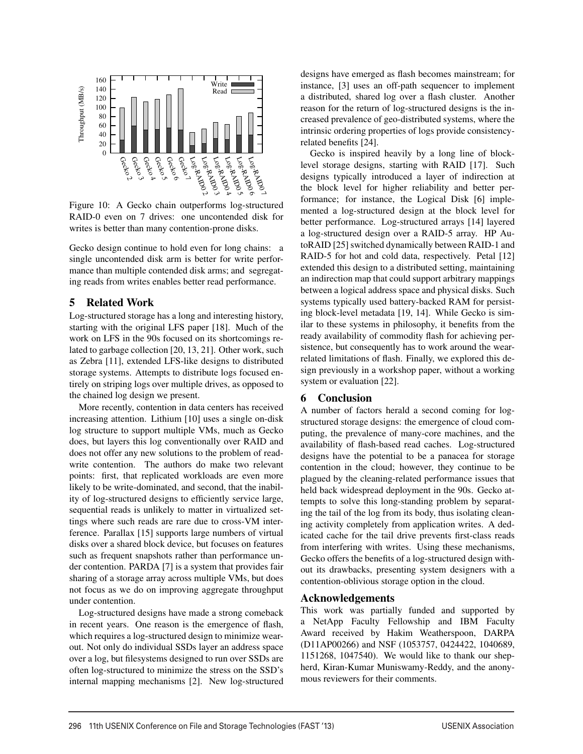Figure 10: A Gecko chain outperforms log-structured RAID-0 even on 7 drives: one uncontended disk for writes is better than many contention-prone disks.

Gecko design continue to hold even for long chains: a single uncontended disk arm is better for write performance than multiple contended disk arms; and segregating reads from writes enables better read performance.

## 5 Related Work

Log-structured storage has a long and interesting history, starting with the original LFS paper [18]. Much of the work on LFS in the 90s focused on its shortcomings related to garbage collection [20, 13, 21]. Other work, such as Zebra [11], extended LFS-like designs to distributed storage systems. Attempts to distribute logs focused entirely on striping logs over multiple drives, as opposed to the chained log design we present.

More recently, contention in data centers has received increasing attention. Lithium [10] uses a single on-disk log structure to support multiple VMs, much as Gecko does, but layers this log conventionally over RAID and does not offer any new solutions to the problem of read-write contention. The authors do make two relevant points: first, that replicated workloads are even more likely to be write-dominated, and second, that the inability of log-structured designs to efficiently service large, sequential reads is unlikely to matter in virtualized settings where such reads are rare due to cross-VM interference. Parallax [15] supports large numbers of virtual disks over a shared block device, but focuses on features such as frequent snapshots rather than performance under contention. PARDA [7] is a system that provides fair sharing of a storage array across multiple VMs, but does not focus as we do on improving aggregate throughput under contention.

Log-structured designs have made a strong comeback in recent years. One reason is the emergence of flash, which requires a log-structured design to minimize wearout. Not only do individual SSDs layer an address space over a log, but filesystems designed to run over SSDs are often log-structured to minimize the stress on the SSD's internal mapping mechanisms [2]. New log-structured designs have emerged as flash becomes mainstream; for instance, [3] uses an off-path sequencer to implement a distributed, shared log over a flash cluster. Another reason for the return of log-structured designs is the increased prevalence of geo-distributed systems, where the intrinsic ordering properties of logs provide consistency-related benefits [24].

Gecko is inspired heavily by a long line of block-level storage designs, starting with RAID [17]. Such designs typically introduced a layer of indirection at the block level for higher reliability and better performance; for instance, the Logical Disk [6] implemented a log-structured design at the block level for better performance. Log-structured arrays [14] layered a log-structured design over a RAID-5 array. HP AutoRAID [25] switched dynamically between RAID-1 and RAID-5 for hot and cold data, respectively. Petal [12] extended this design to a distributed setting, maintaining an indirection map that could support arbitrary mappings between a logical address space and physical disks. Such systems typically used battery-backed RAM for persisting block-level metadata [19, 14]. While Gecko is similar to these systems in philosophy, it benefits from the ready availability of commodity flash for achieving persistence, but consequently has to work around the wear-related limitations of flash. Finally, we explored this design previously in a workshop paper, without a working system or evaluation [22].

## 6 Conclusion

A number of factors herald a second coming for log-structured storage designs: the emergence of cloud computing, the prevalence of many-core machines, and the availability of flash-based read caches. Log-structured designs have the potential to be a panacea for storage contention in the cloud; however, they continue to be plagued by the cleaning-related performance issues that held back widespread deployment in the 90s. Gecko attempts to solve this long-standing problem by separating the tail of the log from its body, thus isolating cleaning activity completely from application writes. A dedicated cache for the tail drive prevents first-class reads from interfering with writes. Using these mechanisms, Gecko offers the benefits of a log-structured design without its drawbacks, presenting system designers with a contention-oblivious storage option in the cloud.

## Acknowledgements

This work was partially funded and supported by a NetApp Faculty Fellowship and IBM Faculty Award received by Hakim Weatherspoon, DARPA (D11AP00266) and NSF (1053757, 0424422, 1040689, 1151268, 1047540). We would like to thank our shepherd, Kiran-Kumar Muniswamy-Reddy, and the anonymous reviewers for their comments.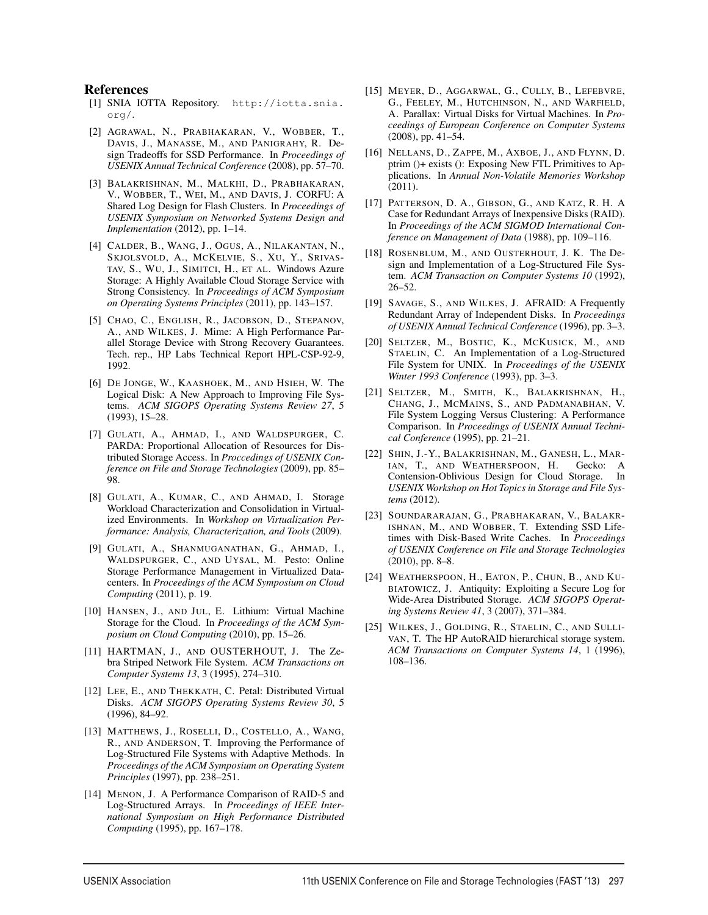## References

[1] SNIA IOTTA Repository. http://iotta.snia.org/.

[2] AGRAWAL, N., PRABHAKARAN, V., WOBBER, T., DAVIS, J., MANASSE, M., AND PANIGRAHY, R. Design Tradeoffs for SSD Performance. In *Proceedings of USENIX Annual Technical Conference* (2008), pp. 57–70.

[3] BALAKRISHNAN, M., MALKHI, D., PRABHAKARAN, V., WOBBER, T., WEI, M., AND DAVIS, J. CORFU: A Shared Log Design for Flash Clusters. In *Proceedings of USENIX Symposium on Networked Systems Design and Implementation* (2012), pp. 1–14.

[4] CALDER, B., WANG, J., OGUS, A., NILAKANTAN, N., SKJOLSVOLD, A., MCKELVIE, S., XU, Y., SRIVASTAV, S., WU, J., SIMITCI, H., ET AL. Windows Azure Storage: A Highly Available Cloud Storage Service with Strong Consistency. In *Proceedings of ACM Symposium on Operating Systems Principles* (2011), pp. 143–157.

[5] CHAO, C., ENGLISH, R., JACOBSON, D., STEPANOV, A., AND WILKES, J. Mime: A High Performance Parallel Storage Device with Strong Recovery Guarantees. Tech. rep., HP Labs Technical Report HPL-CSP-92-9, 1992.

[6] DE JONGE, W., KAASHOEK, M., AND HSIEH, W. The Logical Disk: A New Approach to Improving File Systems. *ACM SIGOPS Operating Systems Review 27*, 5 (1993), 15–28.

[7] GULATI, A., AHMAD, I., AND WALDSPURGER, C. PARDA: Proportional Allocation of Resources for Distributed Storage Access. In *Proccedings of USENIX Conference on File and Storage Technologies* (2009), pp. 85–98.

[8] GULATI, A., KUMAR, C., AND AHMAD, I. Storage Workload Characterization and Consolidation in Virtualized Environments. In *Workshop on Virtualization Performance: Analysis, Characterization, and Tools* (2009).

[9] GULATI, A., SHANMUGANATHAN, G., AHMAD, I., WALDSPURGER, C., AND UYSAL, M. Pesto: Online Storage Performance Management in Virtualized Datacenters. In *Proceedings of the ACM Symposium on Cloud Computing* (2011), p. 19.

[10] HANSEN, J., AND JUL, E. Lithium: Virtual Machine Storage for the Cloud. In *Proceedings of the ACM Symposium on Cloud Computing* (2010), pp. 15–26.

[11] HARTMAN, J., AND OUSTERHOUT, J. The Zebra Striped Network File System. *ACM Transactions on Computer Systems 13*, 3 (1995), 274–310.

[12] LEE, E., AND THEKKATH, C. Petal: Distributed Virtual Disks. *ACM SIGOPS Operating Systems Review 30*, 5 (1996), 84–92.

[13] MATTHEWS, J., ROSELLI, D., COSTELLO, A., WANG, R., AND ANDERSON, T. Improving the Performance of Log-Structured File Systems with Adaptive Methods. In *Proceedings of the ACM Symposium on Operating System Principles* (1997), pp. 238–251.

[14] MENON, J. A Performance Comparison of RAID-5 and Log-Structured Arrays. In *Proceedings of IEEE International Symposium on High Performance Distributed Computing* (1995), pp. 167–178.

[15] MEYER, D., AGGARWAL, G., CULLY, B., LEFEBVRE, G., FEELEY, M., HUTCHINSON, N., AND WARFIELD, A. Parallax: Virtual Disks for Virtual Machines. In *Proceedings of European Conference on Computer Systems* (2008), pp. 41–54.

[16] NELLANS, D., ZAPPE, M., AXBOE, J., AND FLYNN, D. ptrim ()+ exists (): Exposing New FTL Primitives to Applications. In *Annual Non-Volatile Memories Workshop* (2011).

[17] PATTERSON, D. A., GIBSON, G., AND KATZ, R. H. A Case for Redundant Arrays of Inexpensive Disks (RAID). In *Proceedings of the ACM SIGMOD International Conference on Management of Data* (1988), pp. 109–116.

[18] ROSENBLUM, M., AND OUSTERHOUT, J. K. The Design and Implementation of a Log-Structured File System. *ACM Transaction on Computer Systems 10* (1992), 26–52.

[19] SAVAGE, S., AND WILKES, J. AFRAID: A Frequently Redundant Array of Independent Disks. In *Proceedings of USENIX Annual Technical Conference* (1996), pp. 3–3.

[20] SELTZER, M., BOSTIC, K., MCKUSICK, M., AND STAELIN, C. An Implementation of a Log-Structured File System for UNIX. In *Proceedings of the USENIX Winter 1993 Conference* (1993), pp. 3–3.

[21] SELTZER, M., SMITH, K., BALAKRISHNAN, H., CHANG, J., MCMAINS, S., AND PADMANABHAN, V. File System Logging Versus Clustering: A Performance Comparison. In *Proceedings of USENIX Annual Technical Conference* (1995), pp. 21–21.

[22] SHIN, J.-Y., BALAKRISHNAN, M., GANESH, L., MARIAN, T., AND WEATHERSPOON, H. Gecko: A Contension-Oblivious Design for Cloud Storage. In *USENIX Workshop on Hot Topics in Storage and File Systems* (2012).

[23] SOUNDARARAJAN, G., PRABHAKARAN, V., BALAKRISHNAN, M., AND WOBBER, T. Extending SSD Lifetimes with Disk-Based Write Caches. In *Proceedings of USENIX Conference on File and Storage Technologies* (2010), pp. 8–8.

[24] WEATHERSPOON, H., EATON, P., CHUN, B., AND KUBIATOWICZ, J. Antiquity: Exploiting a Secure Log for Wide-Area Distributed Storage. *ACM SIGOPS Operating Systems Review 41*, 3 (2007), 371–384.

[25] WILKES, J., GOLDING, R., STAELIN, C., AND SULLIVAN, T. The HP AutoRAID hierarchical storage system. *ACM Transactions on Computer Systems 14*, 1 (1996), 108–136.